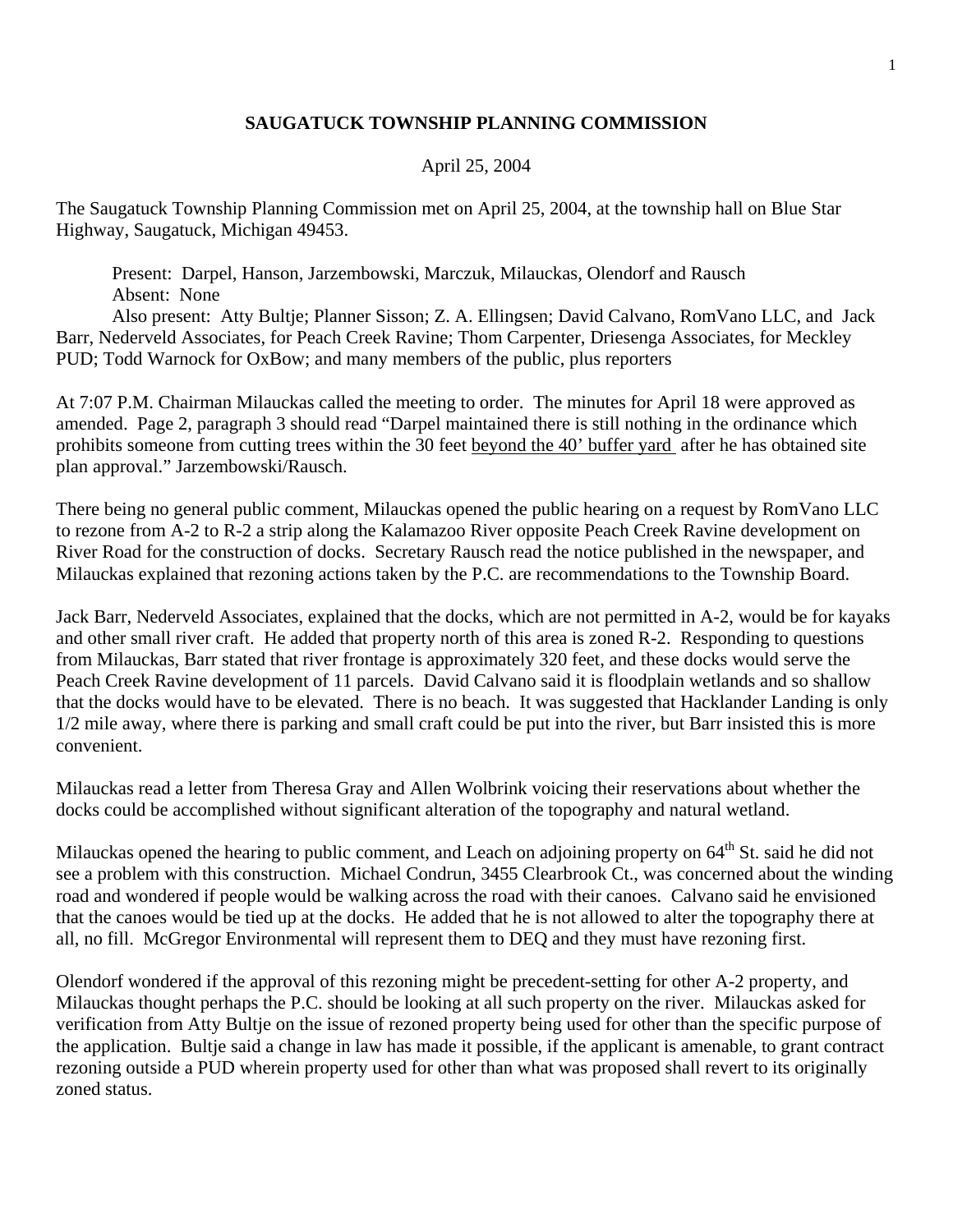**SAUGATUCK TOWNSHIP PLANNING COMMISSION**

April 25, 2004

The Saugatuck Township Planning Commission met on April 25, 2004, at the township hall on Blue Star Highway, Saugatuck, Michigan 49453.

Present: Darpel, Hanson, Jarzembowski, Marczuk, Milauckas, Olendorf and Rausch
Absent: None
Also present: Atty Bultje; Planner Sisson; Z. A. Ellingsen; David Calvano, RomVano LLC, and Jack Barr, Nederveld Associates, for Peach Creek Ravine; Thom Carpenter, Driesenga Associates, for Meckley PUD; Todd Warnock for OxBow; and many members of the public, plus reporters

At 7:07 P.M. Chairman Milauckas called the meeting to order. The minutes for April 18 were approved as amended. Page 2, paragraph 3 should read "Darpel maintained there is still nothing in the ordinance which prohibits someone from cutting trees within the 30 feet <u>beyond the 40' buffer yard</u> after he has obtained site plan approval." Jarzembowski/Rausch.

There being no general public comment, Milauckas opened the public hearing on a request by RomVano LLC to rezone from A-2 to R-2 a strip along the Kalamazoo River opposite Peach Creek Ravine development on River Road for the construction of docks. Secretary Rausch read the notice published in the newspaper, and Milauckas explained that rezoning actions taken by the P.C. are recommendations to the Township Board.

Jack Barr, Nederveld Associates, explained that the docks, which are not permitted in A-2, would be for kayaks and other small river craft. He added that property north of this area is zoned R-2. Responding to questions from Milauckas, Barr stated that river frontage is approximately 320 feet, and these docks would serve the Peach Creek Ravine development of 11 parcels. David Calvano said it is floodplain wetlands and so shallow that the docks would have to be elevated. There is no beach. It was suggested that Hacklander Landing is only 1/2 mile away, where there is parking and small craft could be put into the river, but Barr insisted this is more convenient.

Milauckas read a letter from Theresa Gray and Allen Wolbrink voicing their reservations about whether the docks could be accomplished without significant alteration of the topography and natural wetland.

Milauckas opened the hearing to public comment, and Leach on adjoining property on 64th St. said he did not see a problem with this construction. Michael Condrun, 3455 Clearbrook Ct., was concerned about the winding road and wondered if people would be walking across the road with their canoes. Calvano said he envisioned that the canoes would be tied up at the docks. He added that he is not allowed to alter the topography there at all, no fill. McGregor Environmental will represent them to DEQ and they must have rezoning first.

Olendorf wondered if the approval of this rezoning might be precedent-setting for other A-2 property, and Milauckas thought perhaps the P.C. should be looking at all such property on the river. Milauckas asked for verification from Atty Bultje on the issue of rezoned property being used for other than the specific purpose of the application. Bultje said a change in law has made it possible, if the applicant is amenable, to grant contract rezoning outside a PUD wherein property used for other than what was proposed shall revert to its originally zoned status.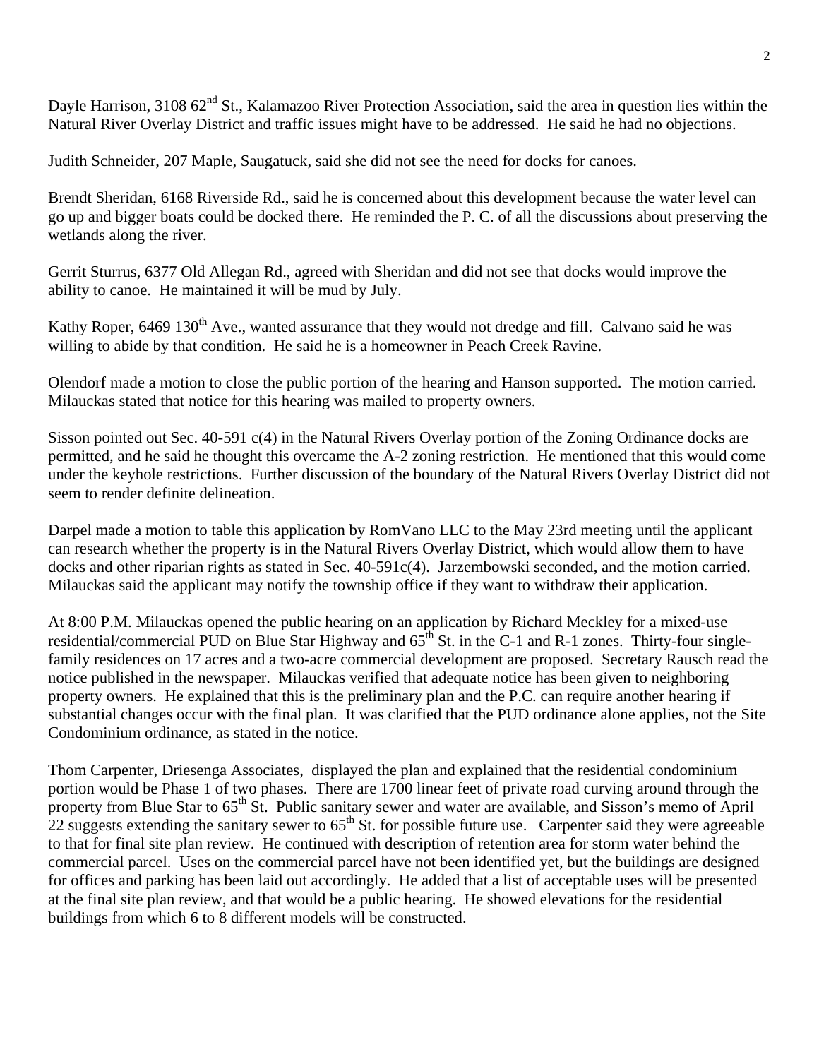Dayle Harrison, 3108 62nd St., Kalamazoo River Protection Association, said the area in question lies within the Natural River Overlay District and traffic issues might have to be addressed. He said he had no objections.

Judith Schneider, 207 Maple, Saugatuck, said she did not see the need for docks for canoes.

Brendt Sheridan, 6168 Riverside Rd., said he is concerned about this development because the water level can go up and bigger boats could be docked there. He reminded the P. C. of all the discussions about preserving the wetlands along the river.

Gerrit Sturrus, 6377 Old Allegan Rd., agreed with Sheridan and did not see that docks would improve the ability to canoe. He maintained it will be mud by July.

Kathy Roper, 6469 130th Ave., wanted assurance that they would not dredge and fill. Calvano said he was willing to abide by that condition. He said he is a homeowner in Peach Creek Ravine.

Olendorf made a motion to close the public portion of the hearing and Hanson supported. The motion carried. Milauckas stated that notice for this hearing was mailed to property owners.

Sisson pointed out Sec. 40-591 c(4) in the Natural Rivers Overlay portion of the Zoning Ordinance docks are permitted, and he said he thought this overcame the A-2 zoning restriction. He mentioned that this would come under the keyhole restrictions. Further discussion of the boundary of the Natural Rivers Overlay District did not seem to render definite delineation.

Darpel made a motion to table this application by RomVano LLC to the May 23rd meeting until the applicant can research whether the property is in the Natural Rivers Overlay District, which would allow them to have docks and other riparian rights as stated in Sec. 40-591c(4). Jarzembowski seconded, and the motion carried. Milauckas said the applicant may notify the township office if they want to withdraw their application.

At 8:00 P.M. Milauckas opened the public hearing on an application by Richard Meckley for a mixed-use residential/commercial PUD on Blue Star Highway and 65th St. in the C-1 and R-1 zones. Thirty-four single-family residences on 17 acres and a two-acre commercial development are proposed. Secretary Rausch read the notice published in the newspaper. Milauckas verified that adequate notice has been given to neighboring property owners. He explained that this is the preliminary plan and the P.C. can require another hearing if substantial changes occur with the final plan. It was clarified that the PUD ordinance alone applies, not the Site Condominium ordinance, as stated in the notice.

Thom Carpenter, Driesenga Associates, displayed the plan and explained that the residential condominium portion would be Phase 1 of two phases. There are 1700 linear feet of private road curving around through the property from Blue Star to 65th St. Public sanitary sewer and water are available, and Sisson's memo of April 22 suggests extending the sanitary sewer to 65th St. for possible future use. Carpenter said they were agreeable to that for final site plan review. He continued with description of retention area for storm water behind the commercial parcel. Uses on the commercial parcel have not been identified yet, but the buildings are designed for offices and parking has been laid out accordingly. He added that a list of acceptable uses will be presented at the final site plan review, and that would be a public hearing. He showed elevations for the residential buildings from which 6 to 8 different models will be constructed.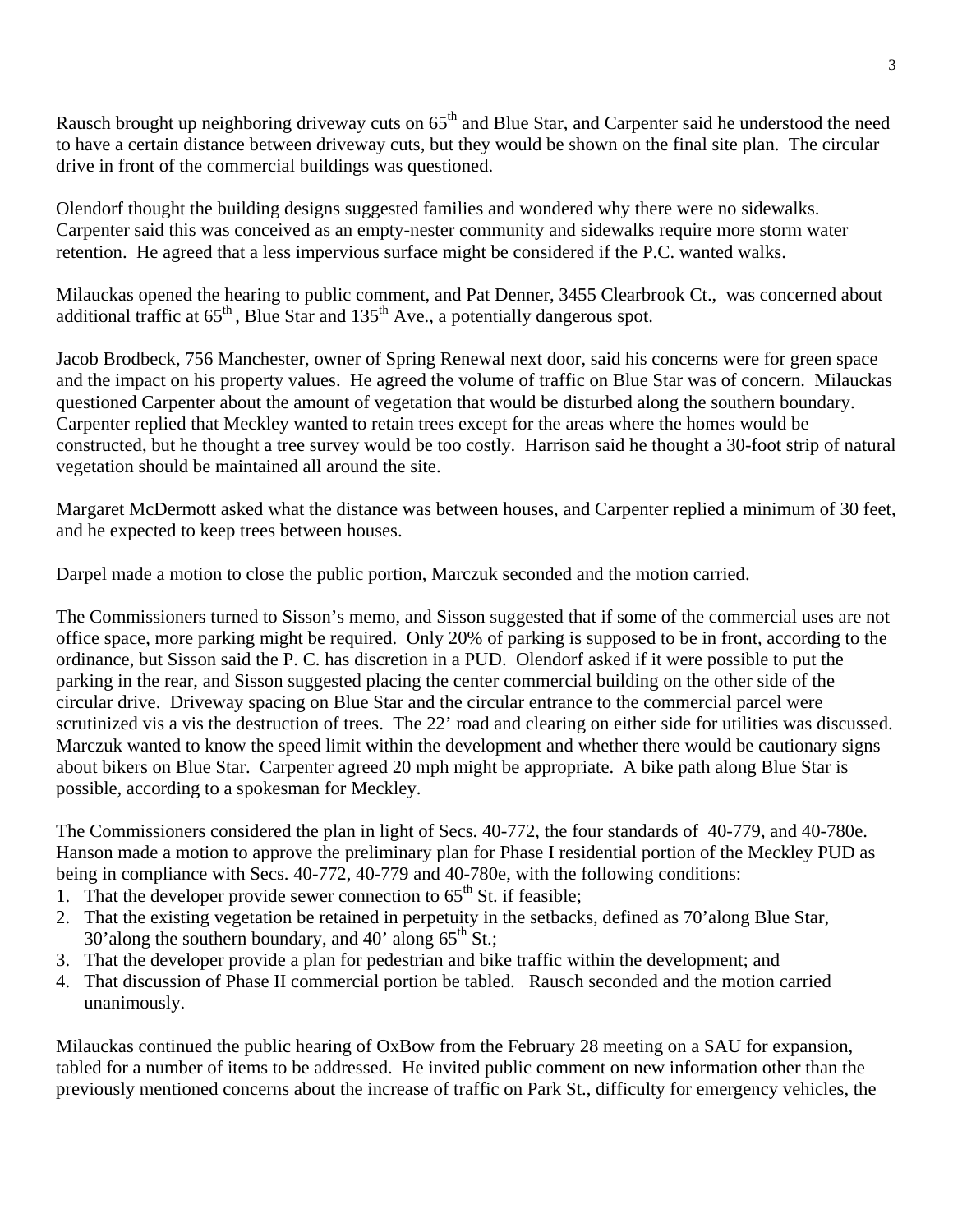Rausch brought up neighboring driveway cuts on 65th and Blue Star, and Carpenter said he understood the need to have a certain distance between driveway cuts, but they would be shown on the final site plan. The circular drive in front of the commercial buildings was questioned.

Olendorf thought the building designs suggested families and wondered why there were no sidewalks. Carpenter said this was conceived as an empty-nester community and sidewalks require more storm water retention. He agreed that a less impervious surface might be considered if the P.C. wanted walks.

Milauckas opened the hearing to public comment, and Pat Denner, 3455 Clearbrook Ct., was concerned about additional traffic at 65th, Blue Star and 135th Ave., a potentially dangerous spot.

Jacob Brodbeck, 756 Manchester, owner of Spring Renewal next door, said his concerns were for green space and the impact on his property values. He agreed the volume of traffic on Blue Star was of concern. Milauckas questioned Carpenter about the amount of vegetation that would be disturbed along the southern boundary. Carpenter replied that Meckley wanted to retain trees except for the areas where the homes would be constructed, but he thought a tree survey would be too costly. Harrison said he thought a 30-foot strip of natural vegetation should be maintained all around the site.

Margaret McDermott asked what the distance was between houses, and Carpenter replied a minimum of 30 feet, and he expected to keep trees between houses.

Darpel made a motion to close the public portion, Marczuk seconded and the motion carried.

The Commissioners turned to Sisson's memo, and Sisson suggested that if some of the commercial uses are not office space, more parking might be required. Only 20% of parking is supposed to be in front, according to the ordinance, but Sisson said the P. C. has discretion in a PUD. Olendorf asked if it were possible to put the parking in the rear, and Sisson suggested placing the center commercial building on the other side of the circular drive. Driveway spacing on Blue Star and the circular entrance to the commercial parcel were scrutinized vis a vis the destruction of trees. The 22' road and clearing on either side for utilities was discussed. Marczuk wanted to know the speed limit within the development and whether there would be cautionary signs about bikers on Blue Star. Carpenter agreed 20 mph might be appropriate. A bike path along Blue Star is possible, according to a spokesman for Meckley.

The Commissioners considered the plan in light of Secs. 40-772, the four standards of 40-779, and 40-780e. Hanson made a motion to approve the preliminary plan for Phase I residential portion of the Meckley PUD as being in compliance with Secs. 40-772, 40-779 and 40-780e, with the following conditions:

1. That the developer provide sewer connection to 65th St. if feasible;
2. That the existing vegetation be retained in perpetuity in the setbacks, defined as 70'along Blue Star, 30'along the southern boundary, and 40' along 65th St.;
3. That the developer provide a plan for pedestrian and bike traffic within the development; and
4. That discussion of Phase II commercial portion be tabled. Rausch seconded and the motion carried unanimously.

Milauckas continued the public hearing of OxBow from the February 28 meeting on a SAU for expansion, tabled for a number of items to be addressed. He invited public comment on new information other than the previously mentioned concerns about the increase of traffic on Park St., difficulty for emergency vehicles, the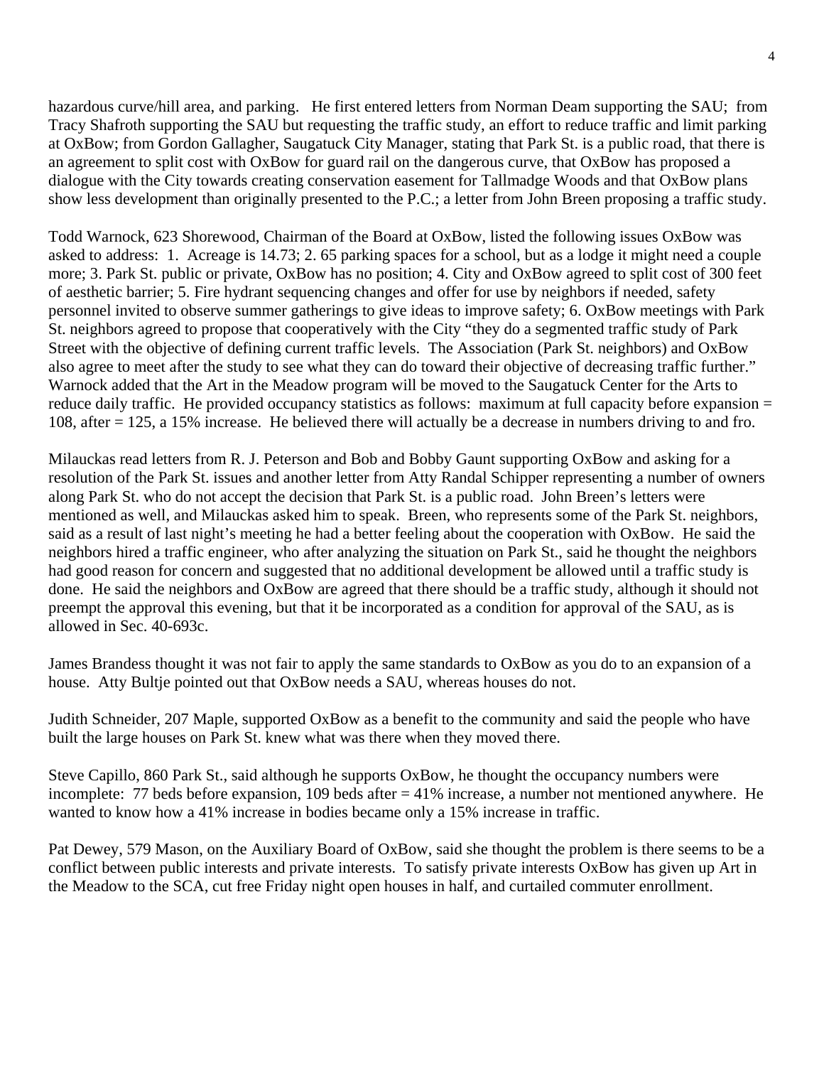hazardous curve/hill area, and parking. He first entered letters from Norman Deam supporting the SAU; from Tracy Shafroth supporting the SAU but requesting the traffic study, an effort to reduce traffic and limit parking at OxBow; from Gordon Gallagher, Saugatuck City Manager, stating that Park St. is a public road, that there is an agreement to split cost with OxBow for guard rail on the dangerous curve, that OxBow has proposed a dialogue with the City towards creating conservation easement for Tallmadge Woods and that OxBow plans show less development than originally presented to the P.C.; a letter from John Breen proposing a traffic study.

Todd Warnock, 623 Shorewood, Chairman of the Board at OxBow, listed the following issues OxBow was asked to address: 1. Acreage is 14.73; 2. 65 parking spaces for a school, but as a lodge it might need a couple more; 3. Park St. public or private, OxBow has no position; 4. City and OxBow agreed to split cost of 300 feet of aesthetic barrier; 5. Fire hydrant sequencing changes and offer for use by neighbors if needed, safety personnel invited to observe summer gatherings to give ideas to improve safety; 6. OxBow meetings with Park St. neighbors agreed to propose that cooperatively with the City "they do a segmented traffic study of Park Street with the objective of defining current traffic levels. The Association (Park St. neighbors) and OxBow also agree to meet after the study to see what they can do toward their objective of decreasing traffic further." Warnock added that the Art in the Meadow program will be moved to the Saugatuck Center for the Arts to reduce daily traffic. He provided occupancy statistics as follows: maximum at full capacity before expansion = 108, after = 125, a 15% increase. He believed there will actually be a decrease in numbers driving to and fro.

Milauckas read letters from R. J. Peterson and Bob and Bobby Gaunt supporting OxBow and asking for a resolution of the Park St. issues and another letter from Atty Randal Schipper representing a number of owners along Park St. who do not accept the decision that Park St. is a public road. John Breen's letters were mentioned as well, and Milauckas asked him to speak. Breen, who represents some of the Park St. neighbors, said as a result of last night's meeting he had a better feeling about the cooperation with OxBow. He said the neighbors hired a traffic engineer, who after analyzing the situation on Park St., said he thought the neighbors had good reason for concern and suggested that no additional development be allowed until a traffic study is done. He said the neighbors and OxBow are agreed that there should be a traffic study, although it should not preempt the approval this evening, but that it be incorporated as a condition for approval of the SAU, as is allowed in Sec. 40-693c.

James Brandess thought it was not fair to apply the same standards to OxBow as you do to an expansion of a house. Atty Bultje pointed out that OxBow needs a SAU, whereas houses do not.

Judith Schneider, 207 Maple, supported OxBow as a benefit to the community and said the people who have built the large houses on Park St. knew what was there when they moved there.

Steve Capillo, 860 Park St., said although he supports OxBow, he thought the occupancy numbers were incomplete: 77 beds before expansion, 109 beds after = 41% increase, a number not mentioned anywhere. He wanted to know how a 41% increase in bodies became only a 15% increase in traffic.

Pat Dewey, 579 Mason, on the Auxiliary Board of OxBow, said she thought the problem is there seems to be a conflict between public interests and private interests. To satisfy private interests OxBow has given up Art in the Meadow to the SCA, cut free Friday night open houses in half, and curtailed commuter enrollment.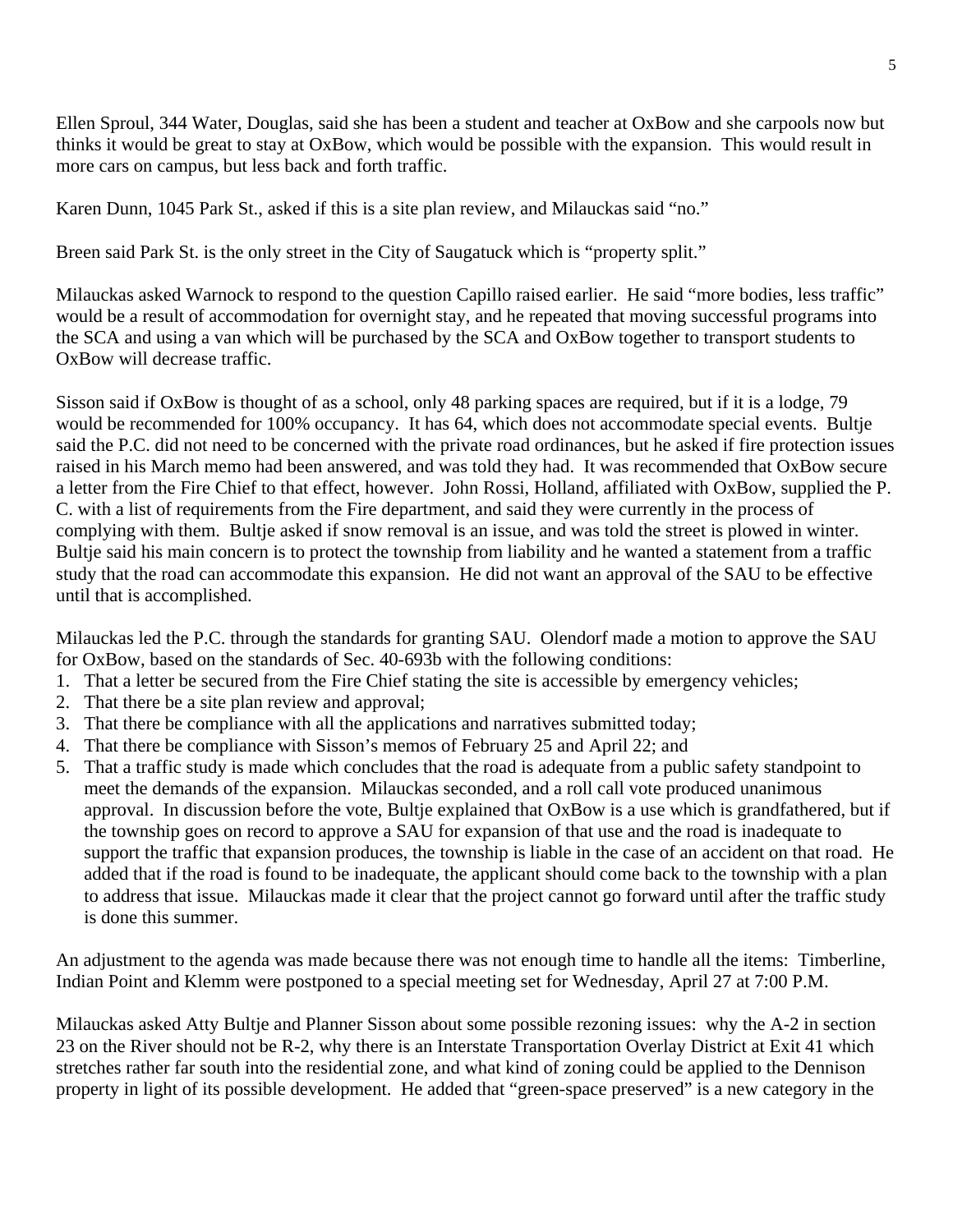Ellen Sproul, 344 Water, Douglas, said she has been a student and teacher at OxBow and she carpools now but thinks it would be great to stay at OxBow, which would be possible with the expansion. This would result in more cars on campus, but less back and forth traffic.

Karen Dunn, 1045 Park St., asked if this is a site plan review, and Milauckas said "no."

Breen said Park St. is the only street in the City of Saugatuck which is "property split."

Milauckas asked Warnock to respond to the question Capillo raised earlier. He said "more bodies, less traffic" would be a result of accommodation for overnight stay, and he repeated that moving successful programs into the SCA and using a van which will be purchased by the SCA and OxBow together to transport students to OxBow will decrease traffic.

Sisson said if OxBow is thought of as a school, only 48 parking spaces are required, but if it is a lodge, 79 would be recommended for 100% occupancy. It has 64, which does not accommodate special events. Bultje said the P.C. did not need to be concerned with the private road ordinances, but he asked if fire protection issues raised in his March memo had been answered, and was told they had. It was recommended that OxBow secure a letter from the Fire Chief to that effect, however. John Rossi, Holland, affiliated with OxBow, supplied the P. C. with a list of requirements from the Fire department, and said they were currently in the process of complying with them. Bultje asked if snow removal is an issue, and was told the street is plowed in winter. Bultje said his main concern is to protect the township from liability and he wanted a statement from a traffic study that the road can accommodate this expansion. He did not want an approval of the SAU to be effective until that is accomplished.

Milauckas led the P.C. through the standards for granting SAU. Olendorf made a motion to approve the SAU for OxBow, based on the standards of Sec. 40-693b with the following conditions:

1. That a letter be secured from the Fire Chief stating the site is accessible by emergency vehicles;
2. That there be a site plan review and approval;
3. That there be compliance with all the applications and narratives submitted today;
4. That there be compliance with Sisson's memos of February 25 and April 22; and
5. That a traffic study is made which concludes that the road is adequate from a public safety standpoint to meet the demands of the expansion. Milauckas seconded, and a roll call vote produced unanimous approval. In discussion before the vote, Bultje explained that OxBow is a use which is grandfathered, but if the township goes on record to approve a SAU for expansion of that use and the road is inadequate to support the traffic that expansion produces, the township is liable in the case of an accident on that road. He added that if the road is found to be inadequate, the applicant should come back to the township with a plan to address that issue. Milauckas made it clear that the project cannot go forward until after the traffic study is done this summer.

An adjustment to the agenda was made because there was not enough time to handle all the items: Timberline, Indian Point and Klemm were postponed to a special meeting set for Wednesday, April 27 at 7:00 P.M.

Milauckas asked Atty Bultje and Planner Sisson about some possible rezoning issues: why the A-2 in section 23 on the River should not be R-2, why there is an Interstate Transportation Overlay District at Exit 41 which stretches rather far south into the residential zone, and what kind of zoning could be applied to the Dennison property in light of its possible development. He added that "green-space preserved" is a new category in the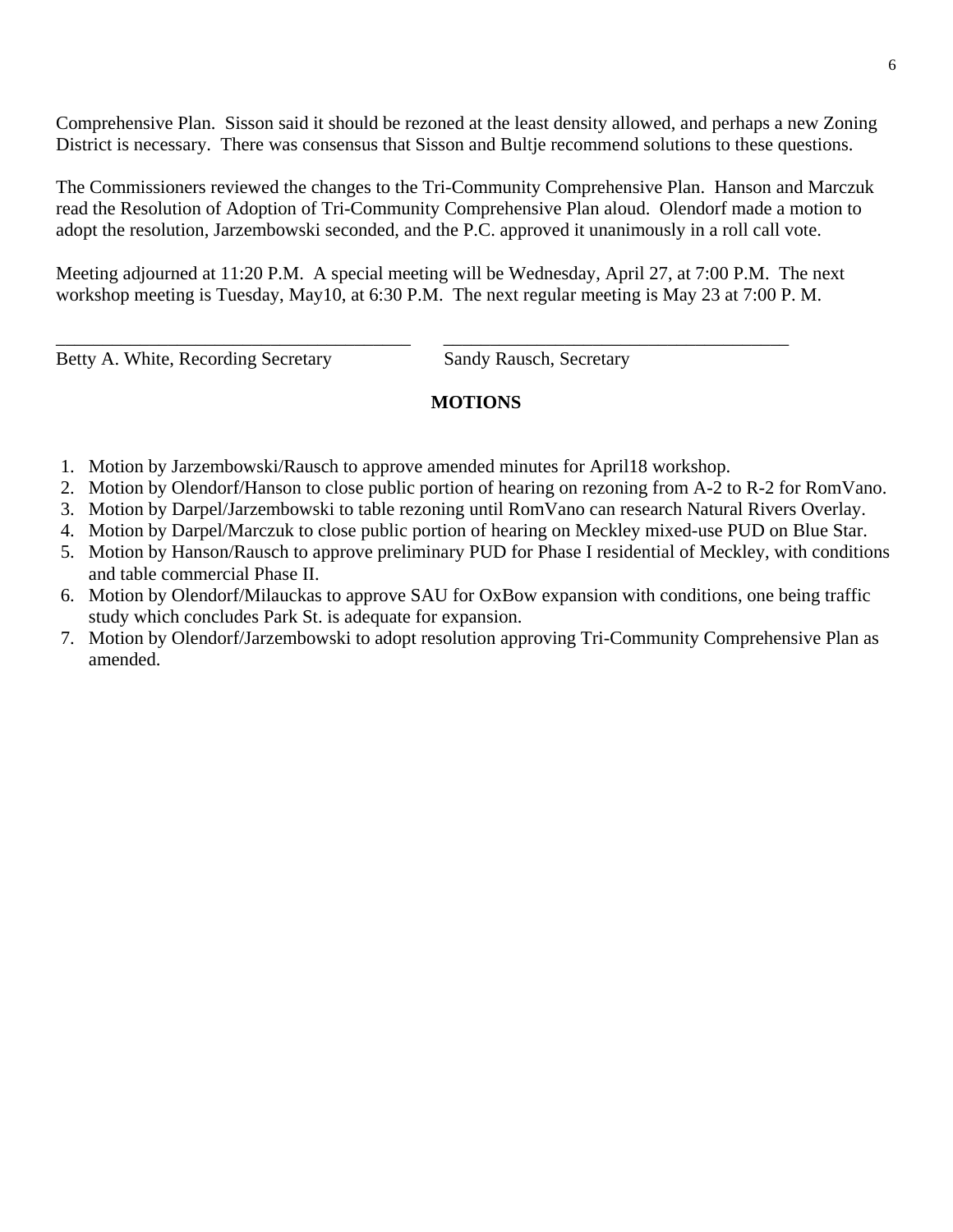Comprehensive Plan. Sisson said it should be rezoned at the least density allowed, and perhaps a new Zoning District is necessary. There was consensus that Sisson and Bultje recommend solutions to these questions.

The Commissioners reviewed the changes to the Tri-Community Comprehensive Plan. Hanson and Marczuk read the Resolution of Adoption of Tri-Community Comprehensive Plan aloud. Olendorf made a motion to adopt the resolution, Jarzembowski seconded, and the P.C. approved it unanimously in a roll call vote.

Meeting adjourned at 11:20 P.M. A special meeting will be Wednesday, April 27, at 7:00 P.M. The next workshop meeting is Tuesday, May10, at 6:30 P.M. The next regular meeting is May 23 at 7:00 P. M.

\_\_\_\_\_\_\_\_\_\_\_\_\_\_\_\_\_\_\_\_\_\_\_\_\_\_\_\_\_\_\_\_\_\_\_\_\_\_ \_\_\_\_\_\_\_\_\_\_\_\_\_\_\_\_\_\_\_\_\_\_\_\_\_\_\_\_\_\_\_\_\_\_\_\_\_\_

Betty A. White, Recording Secretary Sandy Rausch, Secretary

**MOTIONS**

1. Motion by Jarzembowski/Rausch to approve amended minutes for April18 workshop.
2. Motion by Olendorf/Hanson to close public portion of hearing on rezoning from A-2 to R-2 for RomVano.
3. Motion by Darpel/Jarzembowski to table rezoning until RomVano can research Natural Rivers Overlay.
4. Motion by Darpel/Marczuk to close public portion of hearing on Meckley mixed-use PUD on Blue Star.
5. Motion by Hanson/Rausch to approve preliminary PUD for Phase I residential of Meckley, with conditions and table commercial Phase II.
6. Motion by Olendorf/Milauckas to approve SAU for OxBow expansion with conditions, one being traffic study which concludes Park St. is adequate for expansion.
7. Motion by Olendorf/Jarzembowski to adopt resolution approving Tri-Community Comprehensive Plan as amended.